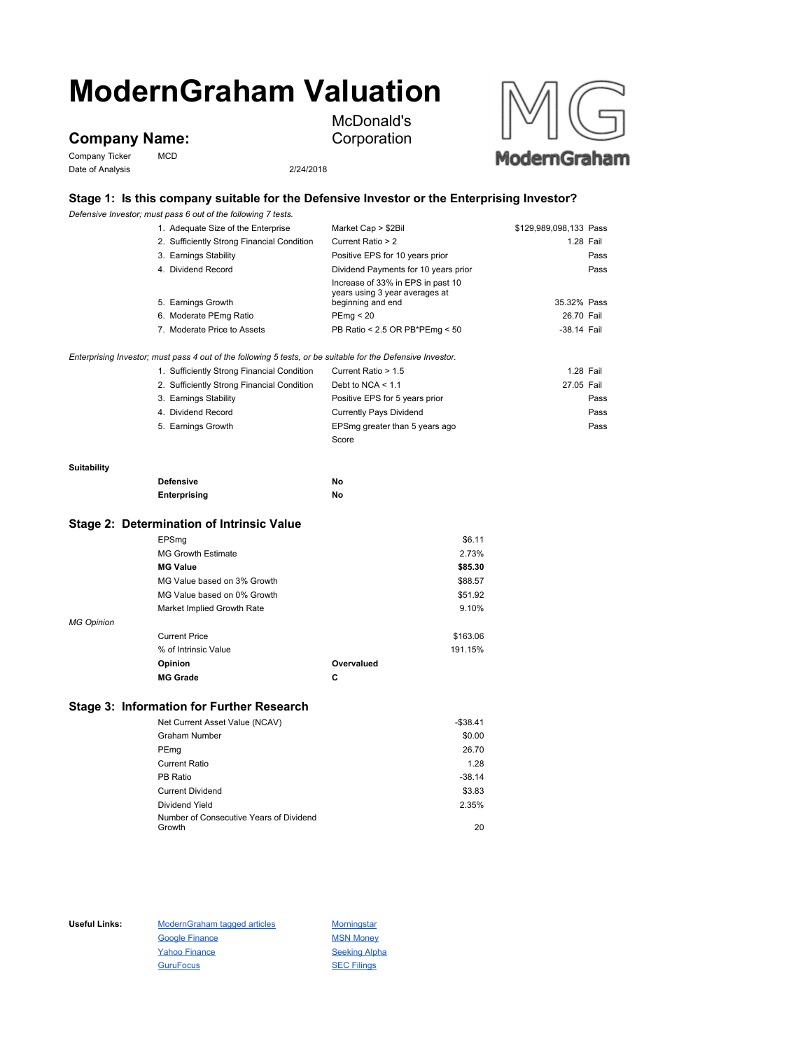# ModernGraham Valuation

## Company Name:

McDonald's Corporation

Company Ticker: MCD

Date of Analysis: 2/24/2018

### Stage 1: Is this company suitable for the Defensive Investor or the Enterprising Investor?

*Defensive Investor; must pass 6 out of the following 7 tests.*

| Test | Criterion | Value | Result |
|---|---|---|---|
| 1. Adequate Size of the Enterprise | Market Cap > $2Bil | $129,989,098,133 | Pass |
| 2. Sufficiently Strong Financial Condition | Current Ratio > 2 | 1.28 | Fail |
| 3. Earnings Stability | Positive EPS for 10 years prior | | Pass |
| 4. Dividend Record | Dividend Payments for 10 years prior | | Pass |
| 5. Earnings Growth | Increase of 33% in EPS in past 10 years using 3 year averages at beginning and end | 35.32% | Pass |
| 6. Moderate PEmg Ratio | PEmg < 20 | 26.70 | Fail |
| 7. Moderate Price to Assets | PB Ratio < 2.5 OR PB*PEmg < 50 | -38.14 | Fail |

*Enterprising Investor; must pass 4 out of the following 5 tests, or be suitable for the Defensive Investor.*

| Test | Criterion | Value | Result |
|---|---|---|---|
| 1. Sufficiently Strong Financial Condition | Current Ratio > 1.5 | 1.28 | Fail |
| 2. Sufficiently Strong Financial Condition | Debt to NCA < 1.1 | 27.05 | Fail |
| 3. Earnings Stability | Positive EPS for 5 years prior | | Pass |
| 4. Dividend Record | Currently Pays Dividend | | Pass |
| 5. Earnings Growth | EPSmg greater than 5 years ago | | Pass |
| | Score | | |

**Suitability**

| | |
|---|---|
| **Defensive** | **No** |
| **Enterprising** | **No** |

### Stage 2: Determination of Intrinsic Value

| | |
|---|---|
| EPSmg | $6.11 |
| MG Growth Estimate | 2.73% |
| **MG Value** | **$85.30** |
| MG Value based on 3% Growth | $88.57 |
| MG Value based on 0% Growth | $51.92 |
| Market Implied Growth Rate | 9.10% |

*MG Opinion*

| | |
|---|---|
| Current Price | $163.06 |
| % of Intrinsic Value | 191.15% |
| **Opinion** | **Overvalued** |
| **MG Grade** | **C** |

### Stage 3: Information for Further Research

| | |
|---|---|
| Net Current Asset Value (NCAV) | -$38.41 |
| Graham Number | $0.00 |
| PEmg | 26.70 |
| Current Ratio | 1.28 |
| PB Ratio | -38.14 |
| Current Dividend | $3.83 |
| Dividend Yield | 2.35% |
| Number of Consecutive Years of Dividend Growth | 20 |

**Useful Links:**

| | |
|---|---|
| ModernGraham tagged articles | Morningstar |
| Google Finance | MSN Money |
| Yahoo Finance | Seeking Alpha |
| GuruFocus | SEC Filings |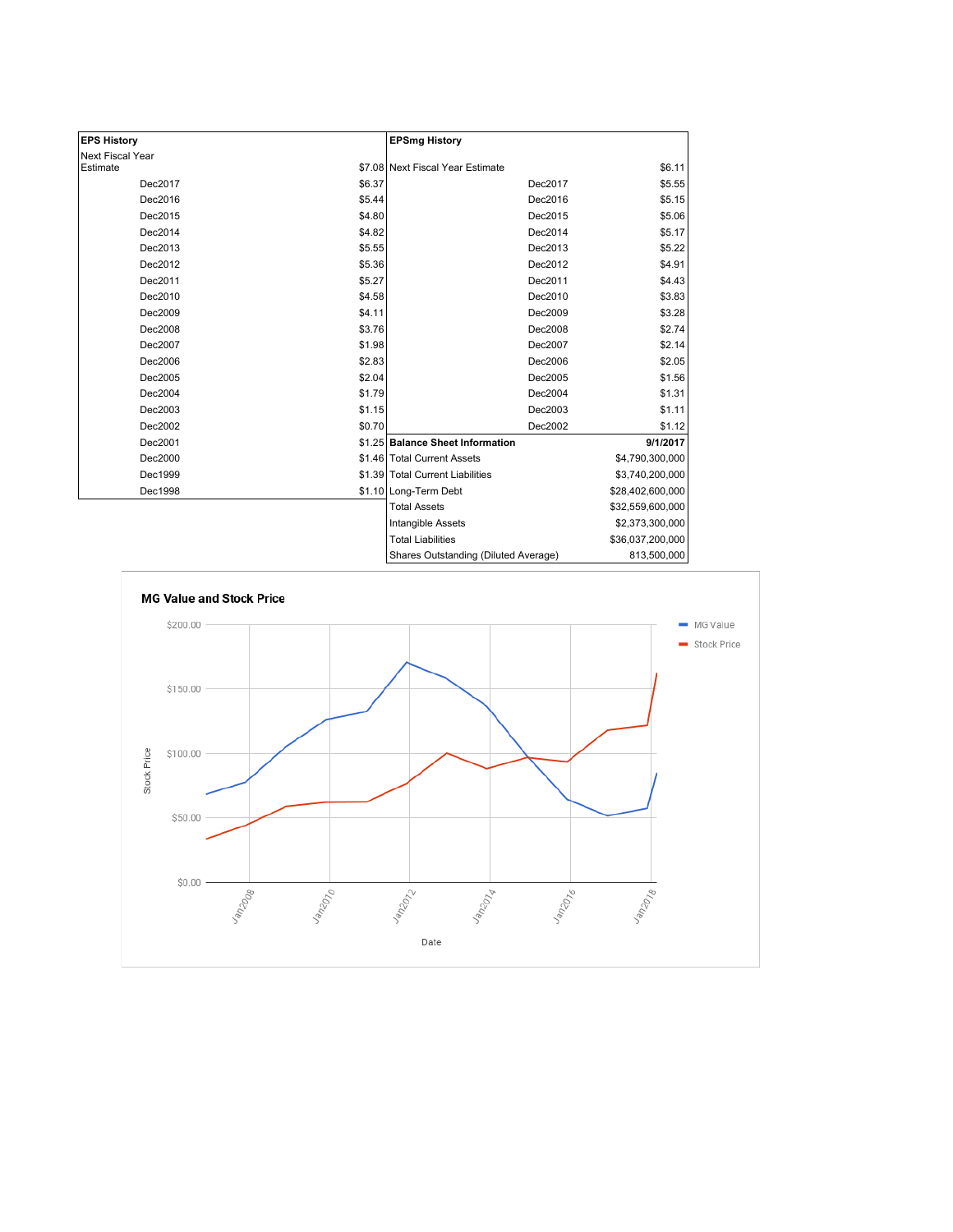| EPS History | |
|---|---|
| Next Fiscal Year Estimate | $7.08 |
| Dec2017 | $6.37 |
| Dec2016 | $5.44 |
| Dec2015 | $4.80 |
| Dec2014 | $4.82 |
| Dec2013 | $5.55 |
| Dec2012 | $5.36 |
| Dec2011 | $5.27 |
| Dec2010 | $4.58 |
| Dec2009 | $4.11 |
| Dec2008 | $3.76 |
| Dec2007 | $1.98 |
| Dec2006 | $2.83 |
| Dec2005 | $2.04 |
| Dec2004 | $1.79 |
| Dec2003 | $1.15 |
| Dec2002 | $0.70 |
| Dec2001 | $1.25 |
| Dec2000 | $1.46 |
| Dec1999 | $1.39 |
| Dec1998 | $1.10 |

| EPSmg History | |
|---|---|
| Next Fiscal Year Estimate | $6.11 |
| Dec2017 | $5.55 |
| Dec2016 | $5.15 |
| Dec2015 | $5.06 |
| Dec2014 | $5.17 |
| Dec2013 | $5.22 |
| Dec2012 | $4.91 |
| Dec2011 | $4.43 |
| Dec2010 | $3.83 |
| Dec2009 | $3.28 |
| Dec2008 | $2.74 |
| Dec2007 | $2.14 |
| Dec2006 | $2.05 |
| Dec2005 | $1.56 |
| Dec2004 | $1.31 |
| Dec2003 | $1.11 |
| Dec2002 | $1.12 |

| Balance Sheet Information | 9/1/2017 |
|---|---|
| Total Current Assets | $4,790,300,000 |
| Total Current Liabilities | $3,740,200,000 |
| Long-Term Debt | $28,402,600,000 |
| Total Assets | $32,559,600,000 |
| Intangible Assets | $2,373,300,000 |
| Total Liabilities | $36,037,200,000 |
| Shares Outstanding (Diluted Average) | 813,500,000 |

**MG Value and Stock Price**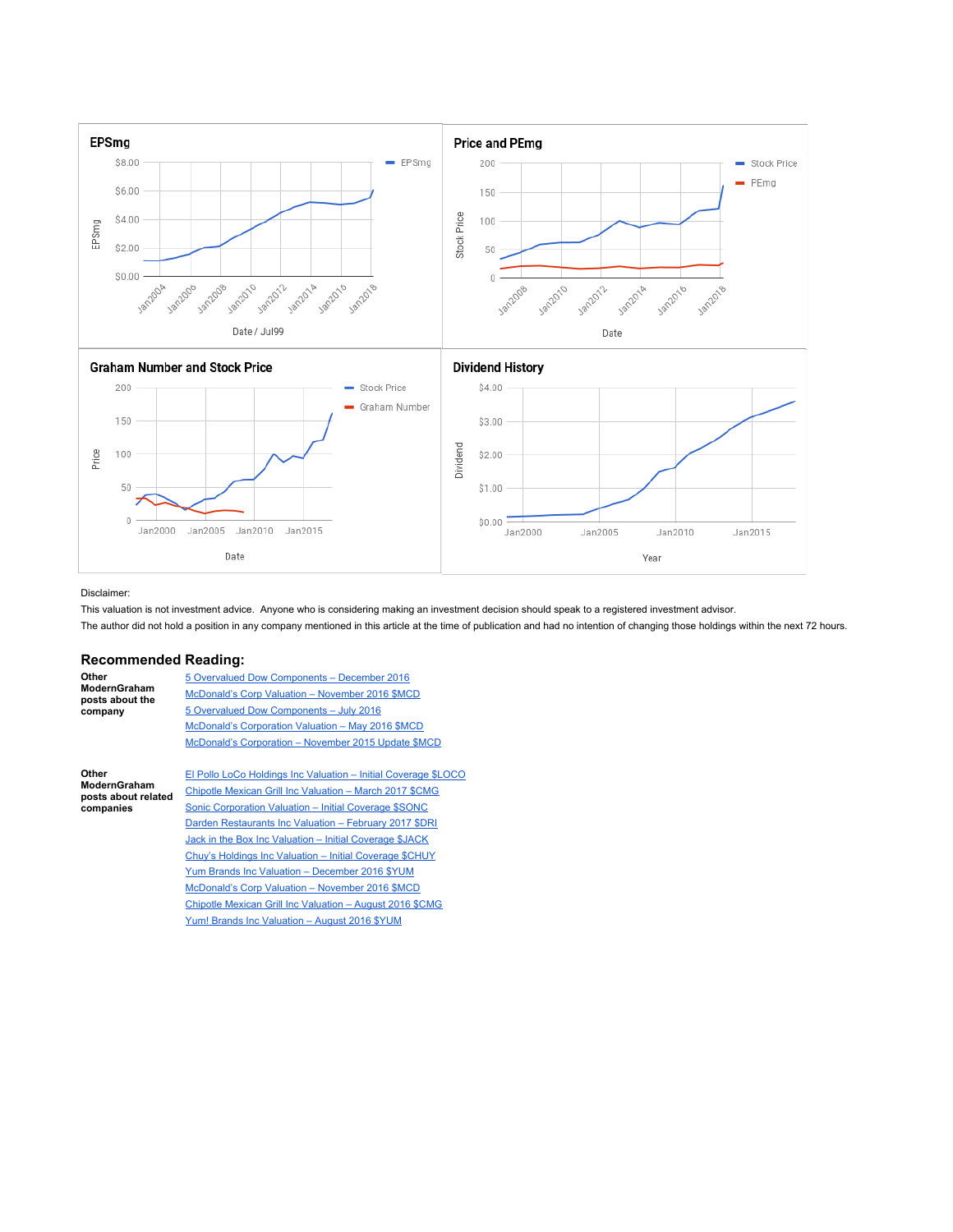**EPSmg**

$8.00
$6.00
$4.00
$2.00
$0.00

EPSmg

Jan2004 Jan2006 Jan2008 Jan2010 Jan2012 Jan2014 Jan2016 Jan2018

Date / Jul99

**Price and PEmg**

200
150
100
50
0

Stock Price
PEmg

Jan2008 Jan2010 Jan2012 Jan2014 Jan2016 Jan2018

Date

**Graham Number and Stock Price**

200
150
100
50
0

Price

Stock Price
Graham Number

Jan2000 Jan2005 Jan2010 Jan2015

Date

**Dividend History**

$4.00
$3.00
$2.00
$1.00
$0.00

Dividend

Jan2000 Jan2005 Jan2010 Jan2015

Year

Disclaimer:

This valuation is not investment advice. Anyone who is considering making an investment decision should speak to a registered investment advisor.

The author did not hold a position in any company mentioned in this article at the time of publication and had no intention of changing those holdings within the next 72 hours.

## Recommended Reading:

| | |
|---|---|
| **Other ModernGraham posts about the company** | 5 Overvalued Dow Components – December 2016<br>McDonald's Corp Valuation – November 2016 $MCD<br>5 Overvalued Dow Components – July 2016<br>McDonald's Corporation Valuation – May 2016 $MCD<br>McDonald's Corporation – November 2015 Update $MCD |
| **Other ModernGraham posts about related companies** | El Pollo LoCo Holdings Inc Valuation – Initial Coverage $LOCO<br>Chipotle Mexican Grill Inc Valuation – March 2017 $CMG<br>Sonic Corporation Valuation – Initial Coverage $SONC<br>Darden Restaurants Inc Valuation – February 2017 $DRI<br>Jack in the Box Inc Valuation – Initial Coverage $JACK<br>Chuy's Holdings Inc Valuation – Initial Coverage $CHUY<br>Yum Brands Inc Valuation – December 2016 $YUM<br>McDonald's Corp Valuation – November 2016 $MCD<br>Chipotle Mexican Grill Inc Valuation – August 2016 $CMG<br>Yum! Brands Inc Valuation – August 2016 $YUM |